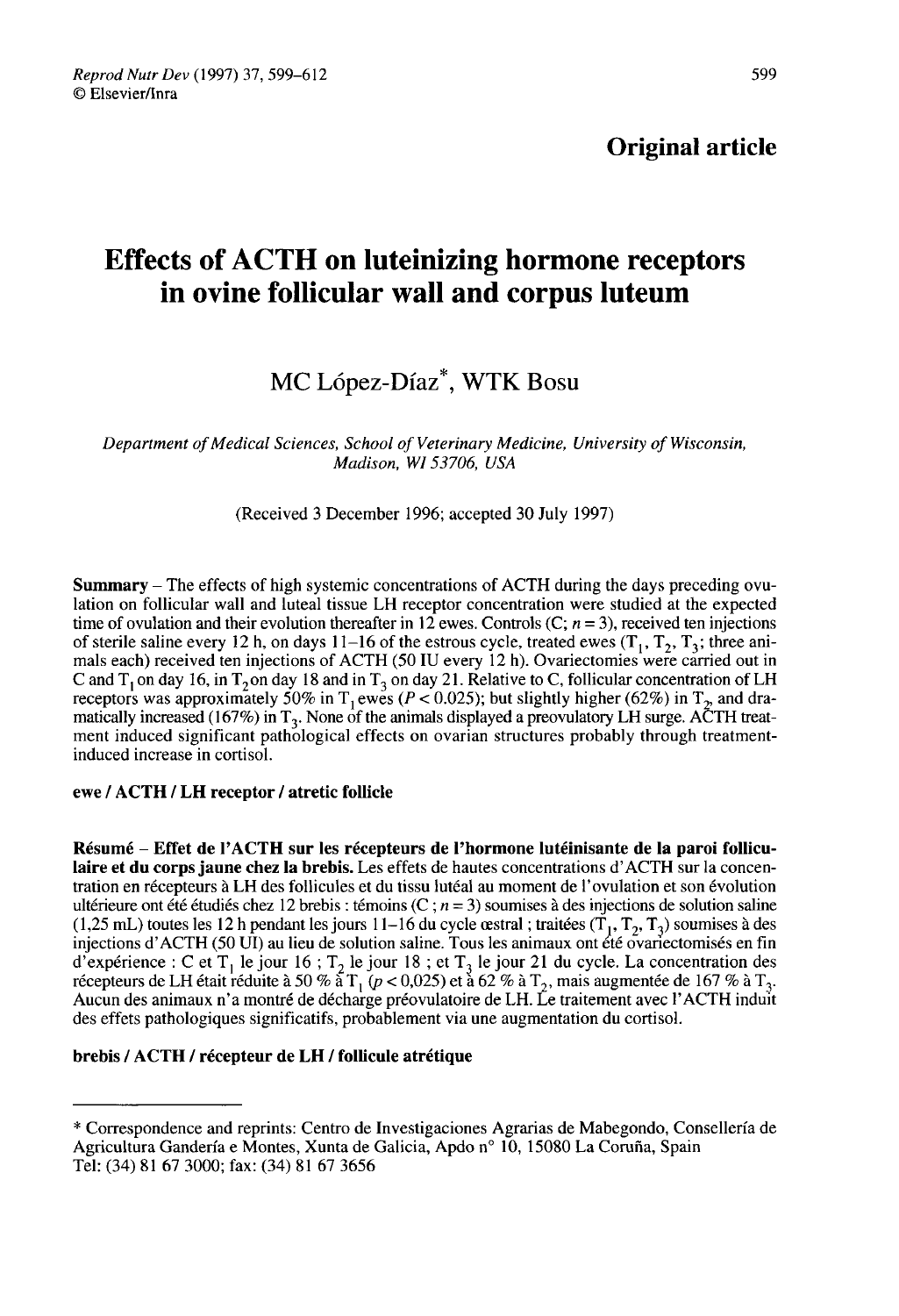**Original article**

# Effects of ACTH on luteinizing hormone receptors in ovine follicular wall and corpus luteum

MC López-Díaz*, WTK Bosu

*Department of Medical Sciences, School of Veterinary Medicine, University of Wisconsin, Madison, WI 53706, USA*

(Received 3 December 1996; accepted 30 July 1997)

**Summary** – The effects of high systemic concentrations of ACTH during the days preceding ovulation on follicular wall and luteal tissue LH receptor concentration were studied at the expected time of ovulation and their evolution thereafter in 12 ewes. Controls (C; $n = 3$), received ten injections of sterile saline every 12 h, on days 11–16 of the estrous cycle, treated ewes ($T_1$, $T_2$, $T_3$; three animals each) received ten injections of ACTH (50 IU every 12 h). Ovariectomies were carried out in C and $T_1$ on day 16, in $T_2$ on day 18 and in $T_3$ on day 21. Relative to C, follicular concentration of LH receptors was approximately 50% in $T_1$ ewes ($P < 0.025$); but slightly higher (62%) in $T_2$, and dramatically increased (167%) in $T_3$. None of the animals displayed a preovulatory LH surge. ACTH treatment induced significant pathological effects on ovarian structures probably through treatment-induced increase in cortisol.

**ewe / ACTH / LH receptor / atretic follicle**

**Résumé – Effet de l'ACTH sur les récepteurs de l'hormone lutéinisante de la paroi folliculaire et du corps jaune chez la brebis.** Les effets de hautes concentrations d'ACTH sur la concentration en récepteurs à LH des follicules et du tissu lutéal au moment de l'ovulation et son évolution ultérieure ont été étudiés chez 12 brebis : témoins (C ; $n = 3$) soumises à des injections de solution saline (1,25 mL) toutes les 12 h pendant les jours 11–16 du cycle œstral ; traitées ($T_1$, $T_2$, $T_3$) soumises à des injections d'ACTH (50 UI) au lieu de solution saline. Tous les animaux ont été ovariectomisés en fin d'expérience : C et $T_1$ le jour 16 ; $T_2$ le jour 18 ; et $T_3$ le jour 21 du cycle. La concentration des récepteurs de LH était réduite à 50 % à $T_1$ ($p < 0,025$) et à 62 % à $T_2$, mais augmentée de 167 % à $T_3$. Aucun des animaux n'a montré de décharge préovulatoire de LH. Le traitement avec l'ACTH induit des effets pathologiques significatifs, probablement via une augmentation du cortisol.

**brebis / ACTH / récepteur de LH / follicule atrétique**

---

* Correspondence and reprints: Centro de Investigaciones Agrarias de Mabegondo, Consellería de Agricultura Gandería e Montes, Xunta de Galicia, Apdo n° 10, 15080 La Coruña, Spain
Tel: (34) 81 67 3000; fax: (34) 81 67 3656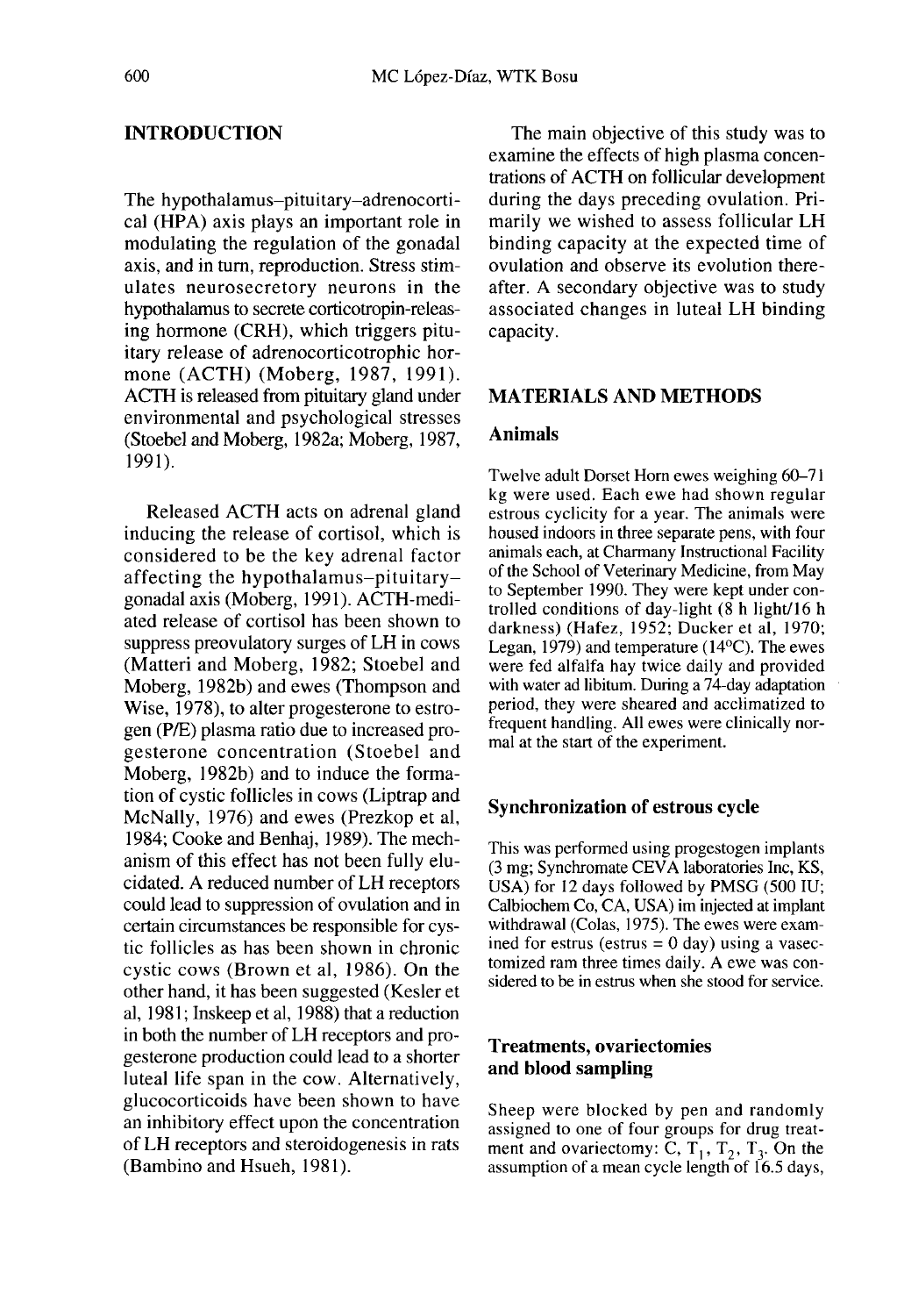## INTRODUCTION

The hypothalamus–pituitary–adrenocortical (HPA) axis plays an important role in modulating the regulation of the gonadal axis, and in turn, reproduction. Stress stimulates neurosecretory neurons in the hypothalamus to secrete corticotropin-releasing hormone (CRH), which triggers pituitary release of adrenocorticotrophic hormone (ACTH) (Moberg, 1987, 1991). ACTH is released from pituitary gland under environmental and psychological stresses (Stoebel and Moberg, 1982a; Moberg, 1987, 1991).

Released ACTH acts on adrenal gland inducing the release of cortisol, which is considered to be the key adrenal factor affecting the hypothalamus–pituitary–gonadal axis (Moberg, 1991). ACTH-mediated release of cortisol has been shown to suppress preovulatory surges of LH in cows (Matteri and Moberg, 1982; Stoebel and Moberg, 1982b) and ewes (Thompson and Wise, 1978), to alter progesterone to estrogen (P/E) plasma ratio due to increased progesterone concentration (Stoebel and Moberg, 1982b) and to induce the formation of cystic follicles in cows (Liptrap and McNally, 1976) and ewes (Prezkop et al, 1984; Cooke and Benhaj, 1989). The mechanism of this effect has not been fully elucidated. A reduced number of LH receptors could lead to suppression of ovulation and in certain circumstances be responsible for cystic follicles as has been shown in chronic cystic cows (Brown et al, 1986). On the other hand, it has been suggested (Kesler et al, 1981; Inskeep et al, 1988) that a reduction in both the number of LH receptors and progesterone production could lead to a shorter luteal life span in the cow. Alternatively, glucocorticoids have been shown to have an inhibitory effect upon the concentration of LH receptors and steroidogenesis in rats (Bambino and Hsueh, 1981).

The main objective of this study was to examine the effects of high plasma concentrations of ACTH on follicular development during the days preceding ovulation. Primarily we wished to assess follicular LH binding capacity at the expected time of ovulation and observe its evolution thereafter. A secondary objective was to study associated changes in luteal LH binding capacity.

## MATERIALS AND METHODS

### Animals

Twelve adult Dorset Horn ewes weighing 60–71 kg were used. Each ewe had shown regular estrous cyclicity for a year. The animals were housed indoors in three separate pens, with four animals each, at Charmany Instructional Facility of the School of Veterinary Medicine, from May to September 1990. They were kept under controlled conditions of day-light (8 h light/16 h darkness) (Hafez, 1952; Ducker et al, 1970; Legan, 1979) and temperature (14°C). The ewes were fed alfalfa hay twice daily and provided with water ad libitum. During a 74-day adaptation period, they were sheared and acclimatized to frequent handling. All ewes were clinically normal at the start of the experiment.

### Synchronization of estrous cycle

This was performed using progestogen implants (3 mg; Synchromate CEVA laboratories Inc, KS, USA) for 12 days followed by PMSG (500 IU; Calbiochem Co, CA, USA) im injected at implant withdrawal (Colas, 1975). The ewes were examined for estrus (estrus = 0 day) using a vasectomized ram three times daily. A ewe was considered to be in estrus when she stood for service.

### Treatments, ovariectomies and blood sampling

Sheep were blocked by pen and randomly assigned to one of four groups for drug treatment and ovariectomy: C, $T_1$, $T_2$, $T_3$. On the assumption of a mean cycle length of 16.5 days,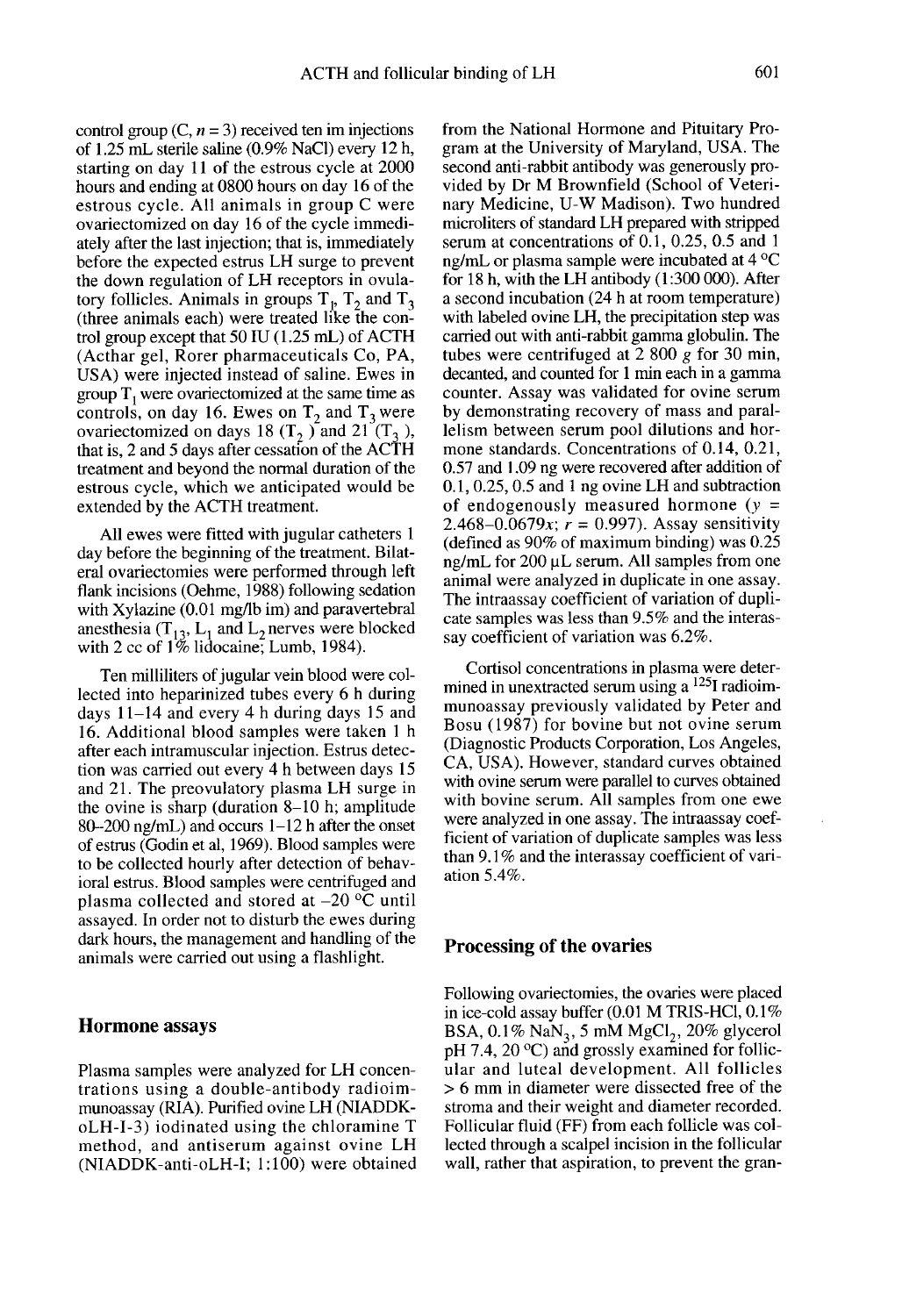control group (C, $n = 3$) received ten im injections of 1.25 mL sterile saline (0.9% NaCl) every 12 h, starting on day 11 of the estrous cycle at 2000 hours and ending at 0800 hours on day 16 of the estrous cycle. All animals in group C were ovariectomized on day 16 of the cycle immediately after the last injection; that is, immediately before the expected estrus LH surge to prevent the down regulation of LH receptors in ovulatory follicles. Animals in groups $T_1$, $T_2$ and $T_3$ (three animals each) were treated like the control group except that 50 IU (1.25 mL) of ACTH (Acthar gel, Rorer pharmaceuticals Co, PA, USA) were injected instead of saline. Ewes in group $T_1$ were ovariectomized at the same time as controls, on day 16. Ewes on $T_2$ and $T_3$ were ovariectomized on days 18 ($T_2$) and 21 ($T_3$), that is, 2 and 5 days after cessation of the ACTH treatment and beyond the normal duration of the estrous cycle, which we anticipated would be extended by the ACTH treatment.

All ewes were fitted with jugular catheters 1 day before the beginning of the treatment. Bilateral ovariectomies were performed through left flank incisions (Oehme, 1988) following sedation with Xylazine (0.01 mg/lb im) and paravertebral anesthesia ($T_{13}$, $L_1$ and $L_2$ nerves were blocked with 2 cc of 1% lidocaine; Lumb, 1984).

Ten milliliters of jugular vein blood were collected into heparinized tubes every 6 h during days 11–14 and every 4 h during days 15 and 16. Additional blood samples were taken 1 h after each intramuscular injection. Estrus detection was carried out every 4 h between days 15 and 21. The preovulatory plasma LH surge in the ovine is sharp (duration 8–10 h; amplitude 80–200 ng/mL) and occurs 1–12 h after the onset of estrus (Godin et al, 1969). Blood samples were to be collected hourly after detection of behavioral estrus. Blood samples were centrifuged and plasma collected and stored at –20 °C until assayed. In order not to disturb the ewes during dark hours, the management and handling of the animals were carried out using a flashlight.

## Hormone assays

Plasma samples were analyzed for LH concentrations using a double-antibody radioimmunoassay (RIA). Purified ovine LH (NIADDK-oLH-I-3) iodinated using the chloramine T method, and antiserum against ovine LH (NIADDK-anti-oLH-I; 1:100) were obtained from the National Hormone and Pituitary Program at the University of Maryland, USA. The second anti-rabbit antibody was generously provided by Dr M Brownfield (School of Veterinary Medicine, U-W Madison). Two hundred microliters of standard LH prepared with stripped serum at concentrations of 0.1, 0.25, 0.5 and 1 ng/mL or plasma sample were incubated at 4 °C for 18 h, with the LH antibody (1:300 000). After a second incubation (24 h at room temperature) with labeled ovine LH, the precipitation step was carried out with anti-rabbit gamma globulin. The tubes were centrifuged at 2 800 $g$ for 30 min, decanted, and counted for 1 min each in a gamma counter. Assay was validated for ovine serum by demonstrating recovery of mass and parallelism between serum pool dilutions and hormone standards. Concentrations of 0.14, 0.21, 0.57 and 1.09 ng were recovered after addition of 0.1, 0.25, 0.5 and 1 ng ovine LH and subtraction of endogenously measured hormone ($y = 2.468–0.0679x$; $r = 0.997$). Assay sensitivity (defined as 90% of maximum binding) was 0.25 ng/mL for 200 µL serum. All samples from one animal were analyzed in duplicate in one assay. The intraassay coefficient of variation of duplicate samples was less than 9.5% and the interassay coefficient of variation was 6.2%.

Cortisol concentrations in plasma were determined in unextracted serum using a $^{125}I$ radioimmunoassay previously validated by Peter and Bosu (1987) for bovine but not ovine serum (Diagnostic Products Corporation, Los Angeles, CA, USA). However, standard curves obtained with ovine serum were parallel to curves obtained with bovine serum. All samples from one ewe were analyzed in one assay. The intraassay coefficient of variation of duplicate samples was less than 9.1% and the interassay coefficient of variation 5.4%.

## Processing of the ovaries

Following ovariectomies, the ovaries were placed in ice-cold assay buffer (0.01 M TRIS-HCl, 0.1% BSA, 0.1% $NaN_3$, 5 mM $MgCl_2$, 20% glycerol pH 7.4, 20 °C) and grossly examined for follicular and luteal development. All follicles > 6 mm in diameter were dissected free of the stroma and their weight and diameter recorded. Follicular fluid (FF) from each follicle was collected through a scalpel incision in the follicular wall, rather that aspiration, to prevent the gran-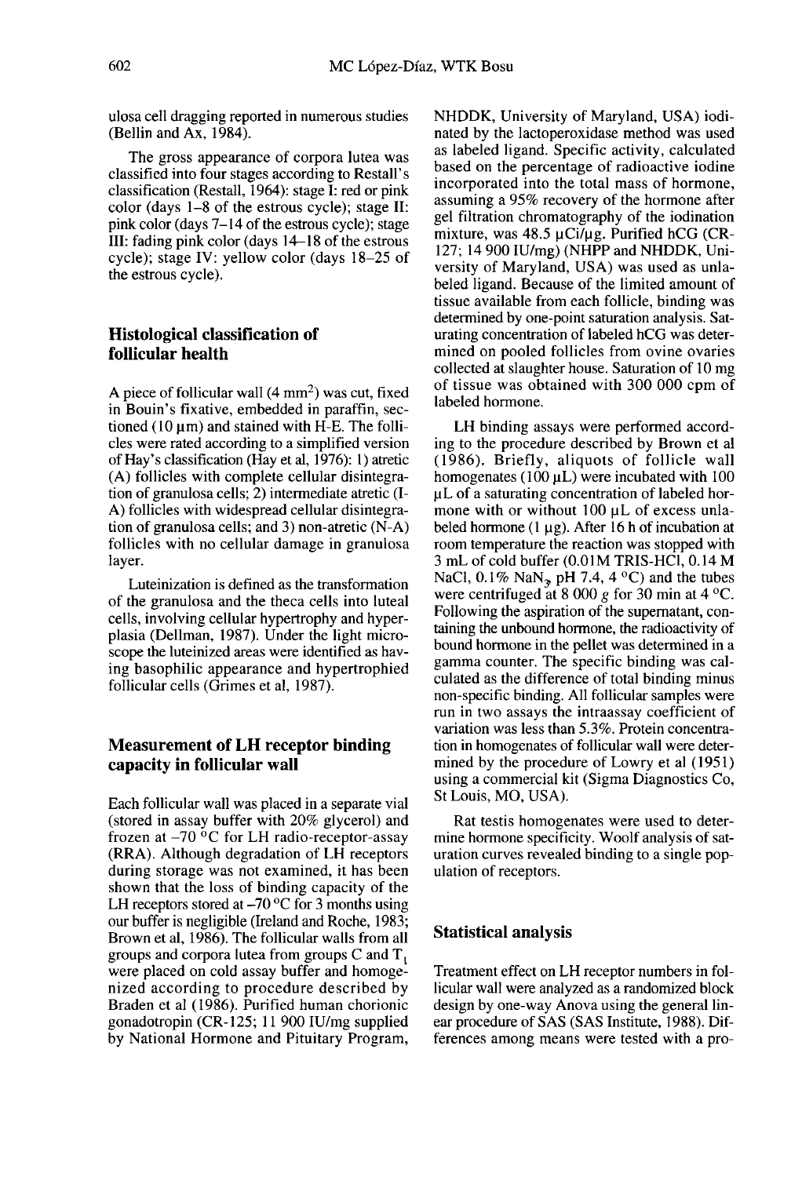ulosa cell dragging reported in numerous studies (Bellin and Ax, 1984).

The gross appearance of corpora lutea was classified into four stages according to Restall's classification (Restall, 1964): stage I: red or pink color (days 1–8 of the estrous cycle); stage II: pink color (days 7–14 of the estrous cycle); stage III: fading pink color (days 14–18 of the estrous cycle); stage IV: yellow color (days 18–25 of the estrous cycle).

## Histological classification of follicular health

A piece of follicular wall (4 $mm^2$) was cut, fixed in Bouin's fixative, embedded in paraffin, sectioned (10 µm) and stained with H-E. The follicles were rated according to a simplified version of Hay's classification (Hay et al, 1976): 1) atretic (A) follicles with complete cellular disintegration of granulosa cells; 2) intermediate atretic (I-A) follicles with widespread cellular disintegration of granulosa cells; and 3) non-atretic (N-A) follicles with no cellular damage in granulosa layer.

Luteinization is defined as the transformation of the granulosa and the theca cells into luteal cells, involving cellular hypertrophy and hyperplasia (Dellman, 1987). Under the light microscope the luteinized areas were identified as having basophilic appearance and hypertrophied follicular cells (Grimes et al, 1987).

## Measurement of LH receptor binding capacity in follicular wall

Each follicular wall was placed in a separate vial (stored in assay buffer with 20% glycerol) and frozen at –70 °C for LH radio-receptor-assay (RRA). Although degradation of LH receptors during storage was not examined, it has been shown that the loss of binding capacity of the LH receptors stored at –70 °C for 3 months using our buffer is negligible (Ireland and Roche, 1983; Brown et al, 1986). The follicular walls from all groups and corpora lutea from groups C and $T_1$ were placed on cold assay buffer and homogenized according to procedure described by Braden et al (1986). Purified human chorionic gonadotropin (CR-125; 11 900 IU/mg supplied by National Hormone and Pituitary Program, NHDDK, University of Maryland, USA) iodinated by the lactoperoxidase method was used as labeled ligand. Specific activity, calculated based on the percentage of radioactive iodine incorporated into the total mass of hormone, assuming a 95% recovery of the hormone after gel filtration chromatography of the iodination mixture, was 48.5 µCi/µg. Purified hCG (CR-127; 14 900 IU/mg) (NHPP and NHDDK, University of Maryland, USA) was used as unlabeled ligand. Because of the limited amount of tissue available from each follicle, binding was determined by one-point saturation analysis. Saturating concentration of labeled hCG was determined on pooled follicles from ovine ovaries collected at slaughter house. Saturation of 10 mg of tissue was obtained with 300 000 cpm of labeled hormone.

LH binding assays were performed according to the procedure described by Brown et al (1986). Briefly, aliquots of follicle wall homogenates (100 µL) were incubated with 100 µL of a saturating concentration of labeled hormone with or without 100 µL of excess unlabeled hormone (1 µg). After 16 h of incubation at room temperature the reaction was stopped with 3 mL of cold buffer (0.01M TRIS-HCl, 0.14 M NaCl, 0.1% $NaN_3$, pH 7.4, 4 °C) and the tubes were centrifuged at 8 000 *g* for 30 min at 4 °C. Following the aspiration of the supernatant, containing the unbound hormone, the radioactivity of bound hormone in the pellet was determined in a gamma counter. The specific binding was calculated as the difference of total binding minus non-specific binding. All follicular samples were run in two assays the intraassay coefficient of variation was less than 5.3%. Protein concentration in homogenates of follicular wall were determined by the procedure of Lowry et al (1951) using a commercial kit (Sigma Diagnostics Co, St Louis, MO, USA).

Rat testis homogenates were used to determine hormone specificity. Woolf analysis of saturation curves revealed binding to a single population of receptors.

## Statistical analysis

Treatment effect on LH receptor numbers in follicular wall were analyzed as a randomized block design by one-way Anova using the general linear procedure of SAS (SAS Institute, 1988). Differences among means were tested with a pro-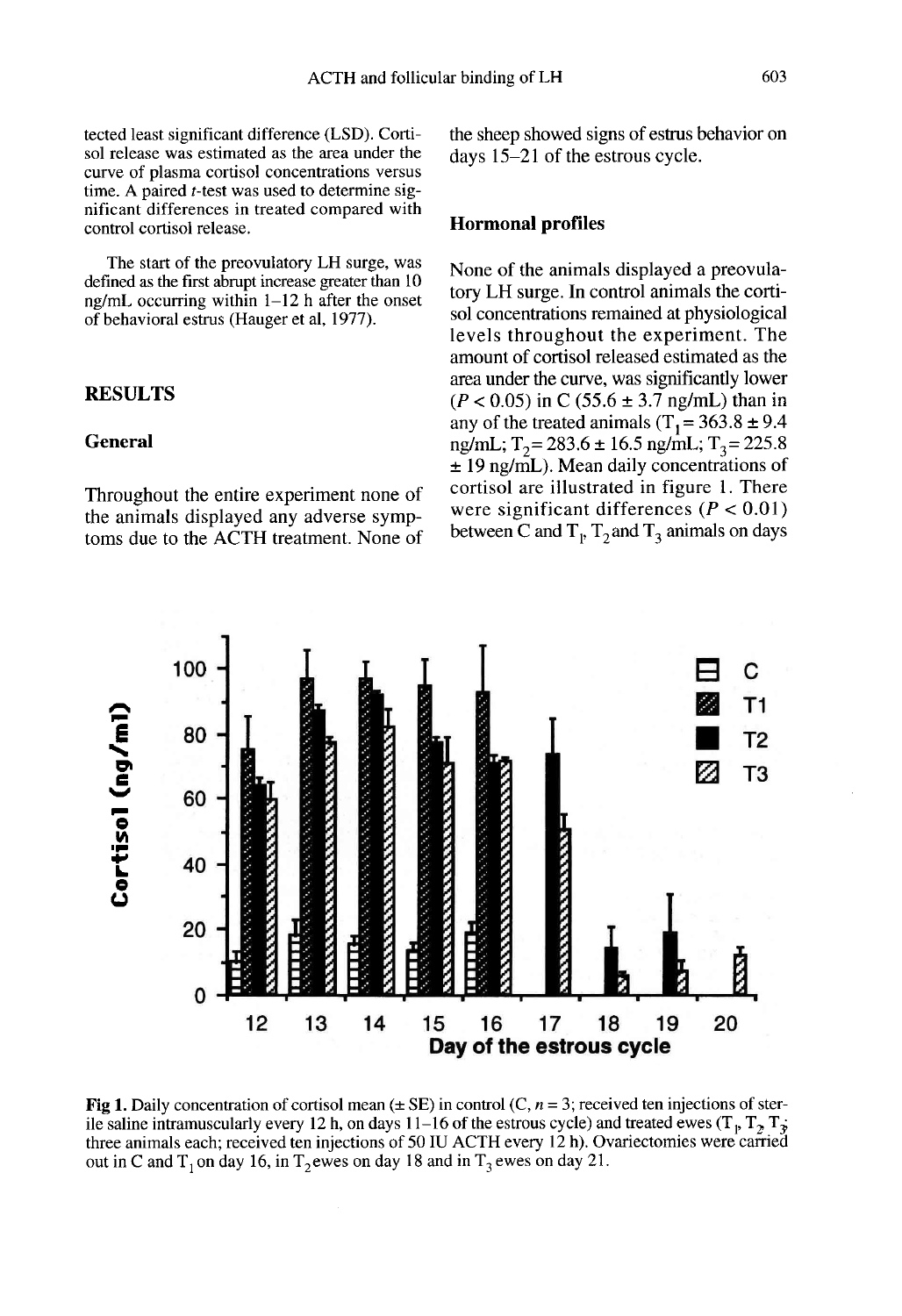tected least significant difference (LSD). Cortisol release was estimated as the area under the curve of plasma cortisol concentrations versus time. A paired *t*-test was used to determine significant differences in treated compared with control cortisol release.

The start of the preovulatory LH surge, was defined as the first abrupt increase greater than 10 ng/mL occurring within 1–12 h after the onset of behavioral estrus (Hauger et al, 1977).

## RESULTS

### General

Throughout the entire experiment none of the animals displayed any adverse symptoms due to the ACTH treatment. None of the sheep showed signs of estrus behavior on days 15–21 of the estrous cycle.

### Hormonal profiles

None of the animals displayed a preovulatory LH surge. In control animals the cortisol concentrations remained at physiological levels throughout the experiment. The amount of cortisol released estimated as the area under the curve, was significantly lower ($P < 0.05$) in C (55.6 ± 3.7 ng/mL) than in any of the treated animals ($T_1$ = 363.8 ± 9.4 ng/mL; $T_2$ = 283.6 ± 16.5 ng/mL; $T_3$ = 225.8 ± 19 ng/mL). Mean daily concentrations of cortisol are illustrated in figure 1. There were significant differences ($P < 0.01$) between C and $T_1$, $T_2$ and $T_3$ animals on days

**Fig 1.** Daily concentration of cortisol mean (± SE) in control (C, $n = 3$; received ten injections of sterile saline intramuscularly every 12 h, on days 11–16 of the estrous cycle) and treated ewes ($T_1$, $T_2$, $T_3$; three animals each; received ten injections of 50 IU ACTH every 12 h). Ovariectomies were carried out in C and $T_1$ on day 16, in $T_2$ ewes on day 18 and in $T_3$ ewes on day 21.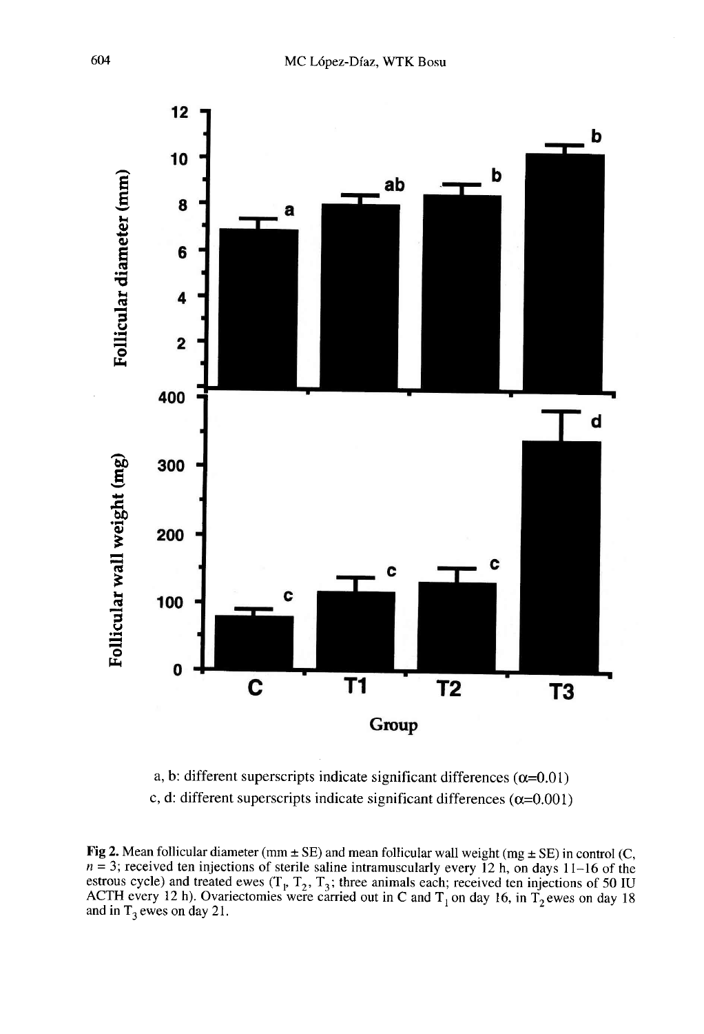a, b: different superscripts indicate significant differences (α=0.01)
c, d: different superscripts indicate significant differences (α=0.001)

**Fig 2.** Mean follicular diameter (mm ± SE) and mean follicular wall weight (mg ± SE) in control (C, $n = 3$; received ten injections of sterile saline intramuscularly every 12 h, on days 11–16 of the estrous cycle) and treated ewes ($T_1$, $T_2$, $T_3$; three animals each; received ten injections of 50 IU ACTH every 12 h). Ovariectomies were carried out in C and $T_1$ on day 16, in $T_2$ ewes on day 18 and in $T_3$ ewes on day 21.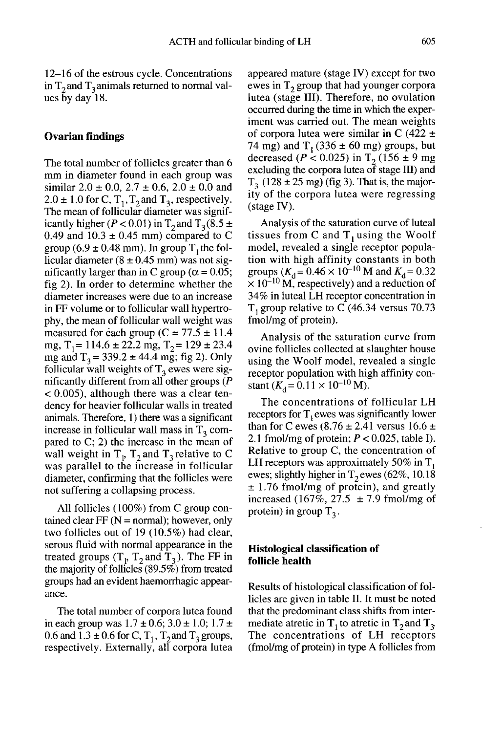12–16 of the estrous cycle. Concentrations in $T_2$ and $T_3$ animals returned to normal values by day 18.

## Ovarian findings

The total number of follicles greater than 6 mm in diameter found in each group was similar 2.0 ± 0.0, 2.7 ± 0.6, 2.0 ± 0.0 and 2.0 ± 1.0 for C, $T_1$, $T_2$ and $T_3$, respectively. The mean of follicular diameter was significantly higher ($P < 0.01$) in $T_2$ and $T_3$ (8.5 ± 0.49 and 10.3 ± 0.45 mm) compared to C group (6.9 ± 0.48 mm). In group $T_1$ the follicular diameter (8 ± 0.45 mm) was not significantly larger than in C group ($\alpha = 0.05$; fig 2). In order to determine whether the diameter increases were due to an increase in FF volume or to follicular wall hypertrophy, the mean of follicular wall weight was measured for each group (C = 77.5 ± 11.4 mg, $T_1$ = 114.6 ± 22.2 mg, $T_2$ = 129 ± 23.4 mg and $T_3$ = 339.2 ± 44.4 mg; fig 2). Only follicular wall weights of $T_3$ ewes were significantly different from all other groups ($P < 0.005$), although there was a clear tendency for heavier follicular walls in treated animals. Therefore, 1) there was a significant increase in follicular wall mass in $T_3$ compared to C; 2) the increase in the mean of wall weight in $T_1$, $T_2$ and $T_3$ relative to C was parallel to the increase in follicular diameter, confirming that the follicles were not suffering a collapsing process.

All follicles (100%) from C group contained clear FF (N = normal); however, only two follicles out of 19 (10.5%) had clear, serous fluid with normal appearance in the treated groups ($T_1$, $T_2$ and $T_3$). The FF in the majority of follicles (89.5%) from treated groups had an evident haemorrhagic appearance.

The total number of corpora lutea found in each group was 1.7 ± 0.6; 3.0 ± 1.0; 1.7 ± 0.6 and 1.3 ± 0.6 for C, $T_1$, $T_2$ and $T_3$ groups, respectively. Externally, all corpora lutea appeared mature (stage IV) except for two ewes in $T_2$ group that had younger corpora lutea (stage III). Therefore, no ovulation occurred during the time in which the experiment was carried out. The mean weights of corpora lutea were similar in C (422 ± 74 mg) and $T_1$ (336 ± 60 mg) groups, but decreased ($P < 0.025$) in $T_2$ (156 ± 9 mg excluding the corpora lutea of stage III) and $T_3$ (128 ± 25 mg) (fig 3). That is, the majority of the corpora lutea were regressing (stage IV).

Analysis of the saturation curve of luteal tissues from C and $T_1$ using the Woolf model, revealed a single receptor population with high affinity constants in both groups ($K_d = 0.46 \times 10^{-10}$ M and $K_d = 0.32 \times 10^{-10}$ M, respectively) and a reduction of 34% in luteal LH receptor concentration in $T_1$ group relative to C (46.34 versus 70.73 fmol/mg of protein).

Analysis of the saturation curve from ovine follicles collected at slaughter house using the Woolf model, revealed a single receptor population with high affinity constant ($K_d = 0.11 \times 10^{-10}$ M).

The concentrations of follicular LH receptors for $T_1$ ewes was significantly lower than for C ewes (8.76 ± 2.41 versus 16.6 ± 2.1 fmol/mg of protein; $P < 0.025$, table I). Relative to group C, the concentration of LH receptors was approximately 50% in $T_1$ ewes; slightly higher in $T_2$ ewes (62%, 10.18 ± 1.76 fmol/mg of protein), and greatly increased (167%, 27.5 ± 7.9 fmol/mg of protein) in group $T_3$.

## Histological classification of follicle health

Results of histological classification of follicles are given in table II. It must be noted that the predominant class shifts from intermediate atretic in $T_1$ to atretic in $T_2$ and $T_3$. The concentrations of LH receptors (fmol/mg of protein) in type A follicles from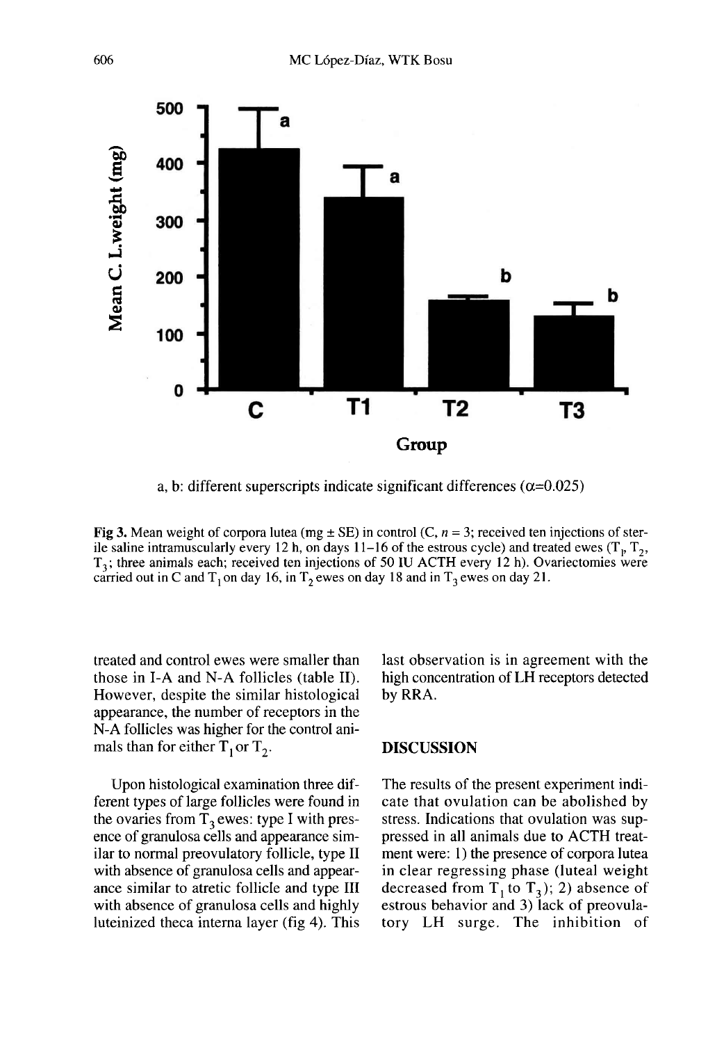a, b: different superscripts indicate significant differences ($\alpha$=0.025)

**Fig 3.** Mean weight of corpora lutea (mg ± SE) in control (C, $n$ = 3; received ten injections of sterile saline intramuscularly every 12 h, on days 11–16 of the estrous cycle) and treated ewes ($T_1$, $T_2$, $T_3$; three animals each; received ten injections of 50 IU ACTH every 12 h). Ovariectomies were carried out in C and $T_1$ on day 16, in $T_2$ ewes on day 18 and in $T_3$ ewes on day 21.

treated and control ewes were smaller than those in I-A and N-A follicles (table II). However, despite the similar histological appearance, the number of receptors in the N-A follicles was higher for the control animals than for either $T_1$ or $T_2$.

Upon histological examination three different types of large follicles were found in the ovaries from $T_3$ ewes: type I with presence of granulosa cells and appearance similar to normal preovulatory follicle, type II with absence of granulosa cells and appearance similar to atretic follicle and type III with absence of granulosa cells and highly luteinized theca interna layer (fig 4). This last observation is in agreement with the high concentration of LH receptors detected by RRA.

## DISCUSSION

The results of the present experiment indicate that ovulation can be abolished by stress. Indications that ovulation was suppressed in all animals due to ACTH treatment were: 1) the presence of corpora lutea in clear regressing phase (luteal weight decreased from $T_1$ to $T_3$); 2) absence of estrous behavior and 3) lack of preovulatory LH surge. The inhibition of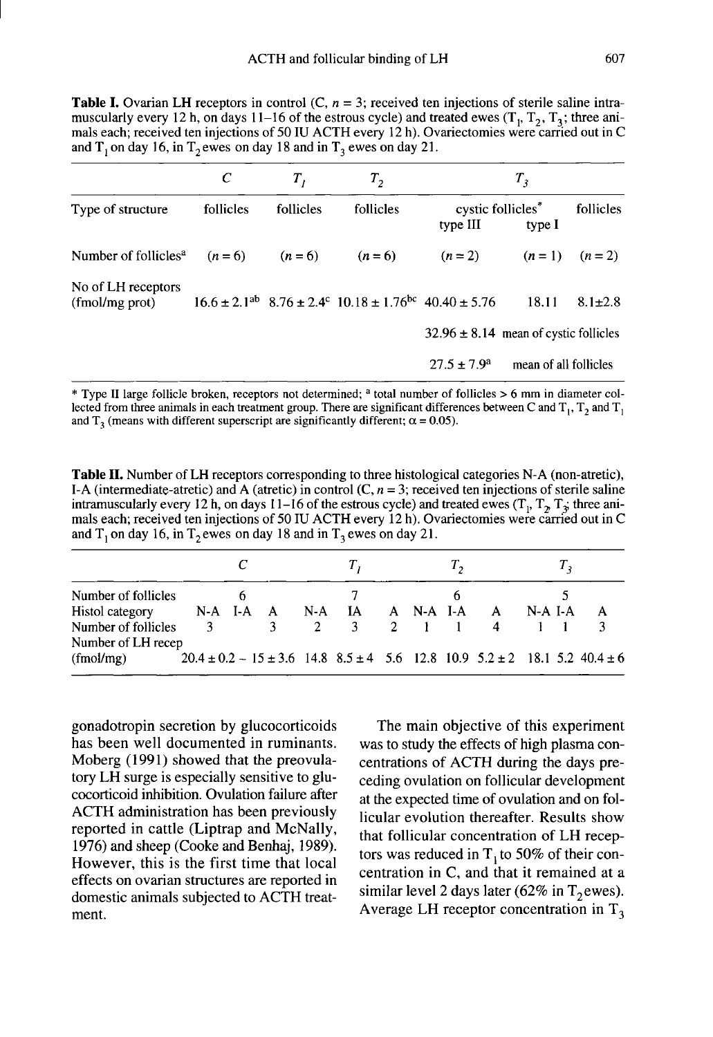**Table I.** Ovarian LH receptors in control (C, $n = 3$; received ten injections of sterile saline intramuscularly every 12 h, on days 11–16 of the estrous cycle) and treated ewes ($T_1$, $T_2$, $T_3$; three animals each; received ten injections of 50 IU ACTH every 12 h). Ovariectomies were carried out in C and $T_1$ on day 16, in $T_2$ ewes on day 18 and in $T_3$ ewes on day 21.

| | *C* | *T₁* | *T₂* | *T₃* | | |
|---|---|---|---|---|---|---|
| Type of structure | follicles | follicles | follicles | cystic follicles* type III | cystic follicles* type I | follicles |
| Number of follicles[a] | ($n = 6$) | ($n = 6$) | ($n = 6$) | ($n = 2$) | ($n = 1$) | ($n = 2$) |
| No of LH receptors (fmol/mg prot) | $16.6 \pm 2.1^{ab}$ | $8.76 \pm 2.4^{c}$ | $10.18 \pm 1.76^{bc}$ | $40.40 \pm 5.76$ | 18.11 | $8.1 \pm 2.8$ |
| | | | | $32.96 \pm 8.14$ mean of cystic follicles | | |
| | | | | $27.5 \pm 7.9^{a}$ mean of all follicles | | |

* Type II large follicle broken, receptors not determined; [a] total number of follicles > 6 mm in diameter collected from three animals in each treatment group. There are significant differences between C and $T_1$, $T_2$ and $T_1$ and $T_3$ (means with different superscript are significantly different; $\alpha = 0.05$).

**Table II.** Number of LH receptors corresponding to three histological categories N-A (non-atretic), I-A (intermediate-atretic) and A (atretic) in control (C, $n = 3$; received ten injections of sterile saline intramuscularly every 12 h, on days 11–16 of the estrous cycle) and treated ewes ($T_1$, $T_2$, $T_3$; three animals each; received ten injections of 50 IU ACTH every 12 h). Ovariectomies were carried out in C and $T_1$ on day 16, in $T_2$ ewes on day 18 and in $T_3$ ewes on day 21.

| | *C* | | | *T₁* | | | *T₂* | | | *T₃* | | |
|---|---|---|---|---|---|---|---|---|---|---|---|---|
| Number of follicles | 6 | | | 7 | | | 6 | | | 5 | | |
| Histol category | N-A | I-A | A | N-A | IA | A | N-A | I-A | A | N-A | I-A | A |
| Number of follicles | 3 | | 3 | 2 | 3 | 2 | 1 | 1 | 4 | 1 | 1 | 3 |
| Number of LH recep (fmol/mg) | $20.4 \pm 0.2$ | – | $15 \pm 3.6$ | 14.8 | $8.5 \pm 4$ | 5.6 | 12.8 | 10.9 | $5.2 \pm 2$ | 18.1 | 5.2 | $40.4 \pm 6$ |

gonadotropin secretion by glucocorticoids has been well documented in ruminants. Moberg (1991) showed that the preovulatory LH surge is especially sensitive to glucocorticoid inhibition. Ovulation failure after ACTH administration has been previously reported in cattle (Liptrap and McNally, 1976) and sheep (Cooke and Benhaj, 1989). However, this is the first time that local effects on ovarian structures are reported in domestic animals subjected to ACTH treatment.

The main objective of this experiment was to study the effects of high plasma concentrations of ACTH during the days preceding ovulation on follicular development at the expected time of ovulation and on follicular evolution thereafter. Results show that follicular concentration of LH receptors was reduced in $T_1$ to 50% of their concentration in C, and that it remained at a similar level 2 days later (62% in $T_2$ ewes). Average LH receptor concentration in $T_3$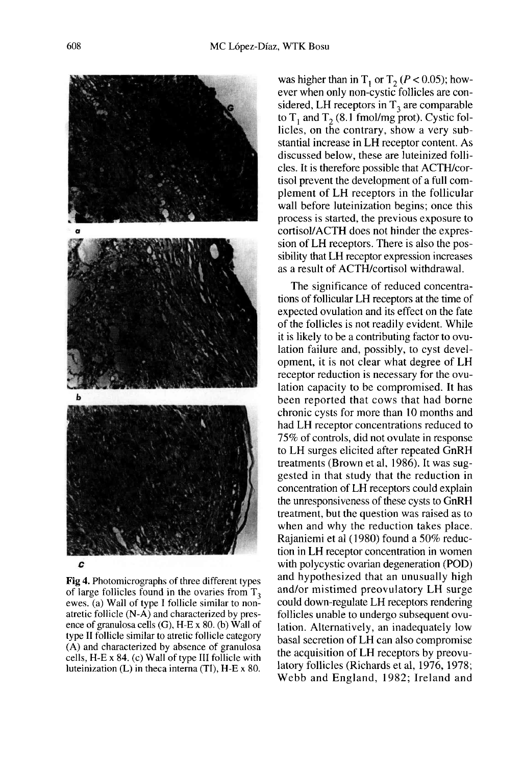was higher than in $T_1$ or $T_2$ ($P < 0.05$); however when only non-cystic follicles are considered, LH receptors in $T_3$ are comparable to $T_1$ and $T_2$ (8.1 fmol/mg prot). Cystic follicles, on the contrary, show a very substantial increase in LH receptor content. As discussed below, these are luteinized follicles. It is therefore possible that ACTH/cortisol prevent the development of a full complement of LH receptors in the follicular wall before luteinization begins; once this process is started, the previous exposure to cortisol/ACTH does not hinder the expression of LH receptors. There is also the possibility that LH receptor expression increases as a result of ACTH/cortisol withdrawal.

The significance of reduced concentrations of follicular LH receptors at the time of expected ovulation and its effect on the fate of the follicles is not readily evident. While it is likely to be a contributing factor to ovulation failure and, possibly, to cyst development, it is not clear what degree of LH receptor reduction is necessary for the ovulation capacity to be compromised. It has been reported that cows that had borne chronic cysts for more than 10 months and had LH receptor concentrations reduced to 75% of controls, did not ovulate in response to LH surges elicited after repeated GnRH treatments (Brown et al, 1986). It was suggested in that study that the reduction in concentration of LH receptors could explain the unresponsiveness of these cysts to GnRH treatment, but the question was raised as to when and why the reduction takes place. Rajaniemi et al (1980) found a 50% reduction in LH receptor concentration in women with polycystic ovarian degeneration (POD) and hypothesized that an unusually high and/or mistimed preovulatory LH surge could down-regulate LH receptors rendering follicles unable to undergo subsequent ovulation. Alternatively, an inadequately low basal secretion of LH can also compromise the acquisition of LH receptors by preovulatory follicles (Richards et al, 1976, 1978; Webb and England, 1982; Ireland and

**Fig 4.** Photomicrographs of three different types of large follicles found in the ovaries from $T_3$ ewes. (a) Wall of type I follicle similar to non-atretic follicle (N-A) and characterized by presence of granulosa cells (G), H-E x 80. (b) Wall of type II follicle similar to atretic follicle category (A) and characterized by absence of granulosa cells, H-E x 84. (c) Wall of type III follicle with luteinization (L) in theca interna (TI), H-E x 80.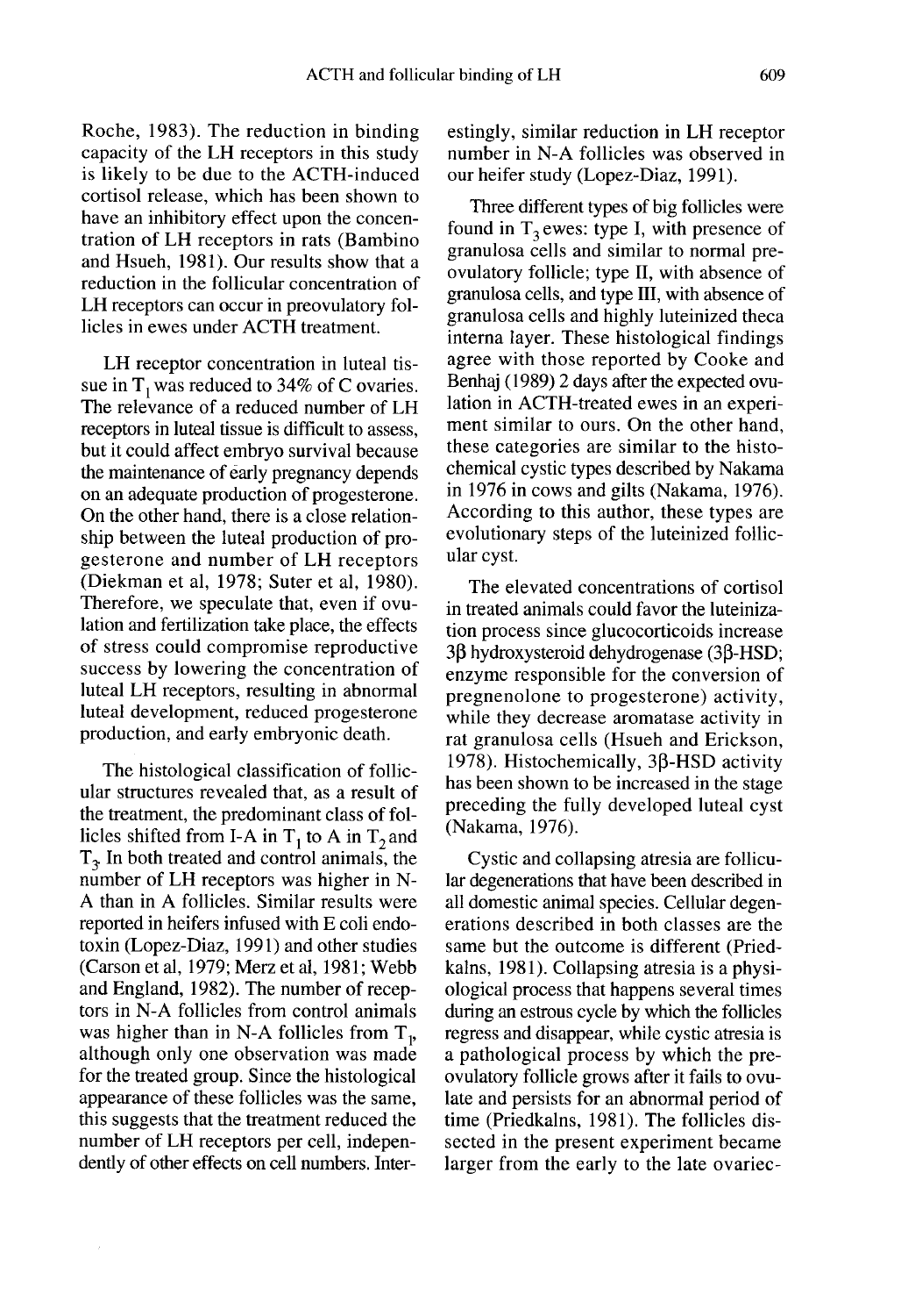Roche, 1983). The reduction in binding capacity of the LH receptors in this study is likely to be due to the ACTH-induced cortisol release, which has been shown to have an inhibitory effect upon the concentration of LH receptors in rats (Bambino and Hsueh, 1981). Our results show that a reduction in the follicular concentration of LH receptors can occur in preovulatory follicles in ewes under ACTH treatment.

LH receptor concentration in luteal tissue in $T_1$ was reduced to 34% of C ovaries. The relevance of a reduced number of LH receptors in luteal tissue is difficult to assess, but it could affect embryo survival because the maintenance of early pregnancy depends on an adequate production of progesterone. On the other hand, there is a close relationship between the luteal production of progesterone and number of LH receptors (Diekman et al, 1978; Suter et al, 1980). Therefore, we speculate that, even if ovulation and fertilization take place, the effects of stress could compromise reproductive success by lowering the concentration of luteal LH receptors, resulting in abnormal luteal development, reduced progesterone production, and early embryonic death.

The histological classification of follicular structures revealed that, as a result of the treatment, the predominant class of follicles shifted from I-A in $T_1$ to A in $T_2$ and $T_3$. In both treated and control animals, the number of LH receptors was higher in N-A than in A follicles. Similar results were reported in heifers infused with E coli endotoxin (Lopez-Diaz, 1991) and other studies (Carson et al, 1979; Merz et al, 1981; Webb and England, 1982). The number of receptors in N-A follicles from control animals was higher than in N-A follicles from $T_1$, although only one observation was made for the treated group. Since the histological appearance of these follicles was the same, this suggests that the treatment reduced the number of LH receptors per cell, independently of other effects on cell numbers. Interestingly, similar reduction in LH receptor number in N-A follicles was observed in our heifer study (Lopez-Diaz, 1991).

Three different types of big follicles were found in $T_3$ ewes: type I, with presence of granulosa cells and similar to normal preovulatory follicle; type II, with absence of granulosa cells, and type III, with absence of granulosa cells and highly luteinized theca interna layer. These histological findings agree with those reported by Cooke and Benhaj (1989) 2 days after the expected ovulation in ACTH-treated ewes in an experiment similar to ours. On the other hand, these categories are similar to the histochemical cystic types described by Nakama in 1976 in cows and gilts (Nakama, 1976). According to this author, these types are evolutionary steps of the luteinized follicular cyst.

The elevated concentrations of cortisol in treated animals could favor the luteinization process since glucocorticoids increase 3β hydroxysteroid dehydrogenase (3β-HSD; enzyme responsible for the conversion of pregnenolone to progesterone) activity, while they decrease aromatase activity in rat granulosa cells (Hsueh and Erickson, 1978). Histochemically, 3β-HSD activity has been shown to be increased in the stage preceding the fully developed luteal cyst (Nakama, 1976).

Cystic and collapsing atresia are follicular degenerations that have been described in all domestic animal species. Cellular degenerations described in both classes are the same but the outcome is different (Priedkalns, 1981). Collapsing atresia is a physiological process that happens several times during an estrous cycle by which the follicles regress and disappear, while cystic atresia is a pathological process by which the preovulatory follicle grows after it fails to ovulate and persists for an abnormal period of time (Priedkalns, 1981). The follicles dissected in the present experiment became larger from the early to the late ovariec-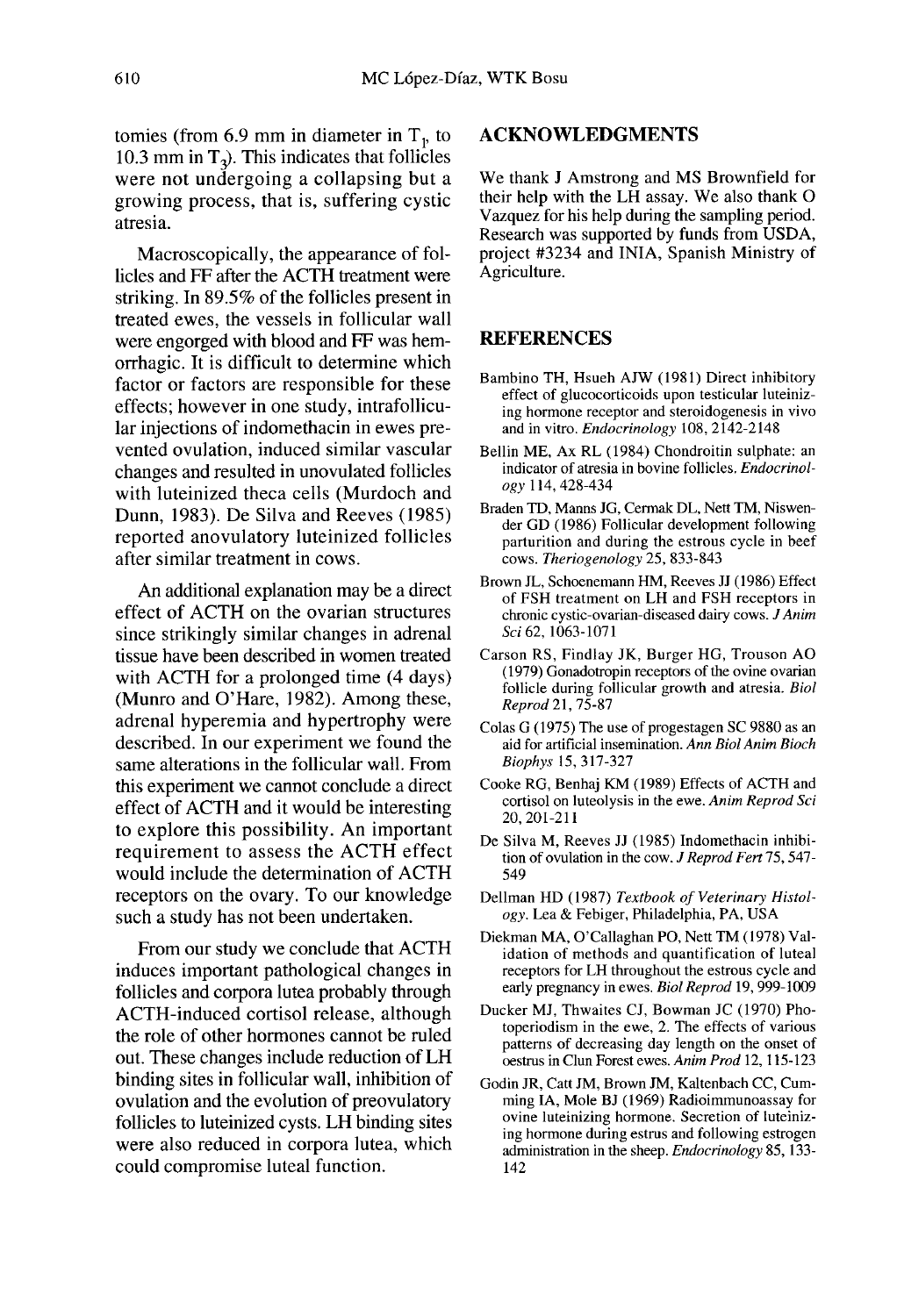tomies (from 6.9 mm in diameter in $T_1$, to 10.3 mm in $T_3$). This indicates that follicles were not undergoing a collapsing but a growing process, that is, suffering cystic atresia.

Macroscopically, the appearance of follicles and FF after the ACTH treatment were striking. In 89.5% of the follicles present in treated ewes, the vessels in follicular wall were engorged with blood and FF was hemorrhagic. It is difficult to determine which factor or factors are responsible for these effects; however in one study, intrafollicular injections of indomethacin in ewes prevented ovulation, induced similar vascular changes and resulted in unovulated follicles with luteinized theca cells (Murdoch and Dunn, 1983). De Silva and Reeves (1985) reported anovulatory luteinized follicles after similar treatment in cows.

An additional explanation may be a direct effect of ACTH on the ovarian structures since strikingly similar changes in adrenal tissue have been described in women treated with ACTH for a prolonged time (4 days) (Munro and O'Hare, 1982). Among these, adrenal hyperemia and hypertrophy were described. In our experiment we found the same alterations in the follicular wall. From this experiment we cannot conclude a direct effect of ACTH and it would be interesting to explore this possibility. An important requirement to assess the ACTH effect would include the determination of ACTH receptors on the ovary. To our knowledge such a study has not been undertaken.

From our study we conclude that ACTH induces important pathological changes in follicles and corpora lutea probably through ACTH-induced cortisol release, although the role of other hormones cannot be ruled out. These changes include reduction of LH binding sites in follicular wall, inhibition of ovulation and the evolution of preovulatory follicles to luteinized cysts. LH binding sites were also reduced in corpora lutea, which could compromise luteal function.

## ACKNOWLEDGMENTS

We thank J Amstrong and MS Brownfield for their help with the LH assay. We also thank O Vazquez for his help during the sampling period. Research was supported by funds from USDA, project #3234 and INIA, Spanish Ministry of Agriculture.

## REFERENCES

Bambino TH, Hsueh AJW (1981) Direct inhibitory effect of glucocorticoids upon testicular luteinizing hormone receptor and steroidogenesis in vivo and in vitro. *Endocrinology* 108, 2142-2148

Bellin ME, Ax RL (1984) Chondroitin sulphate: an indicator of atresia in bovine follicles. *Endocrinology* 114, 428-434

Braden TD, Manns JG, Cermak DL, Nett TM, Niswender GD (1986) Follicular development following parturition and during the estrous cycle in beef cows. *Theriogenology* 25, 833-843

Brown JL, Schoenemann HM, Reeves JJ (1986) Effect of FSH treatment on LH and FSH receptors in chronic cystic-ovarian-diseased dairy cows. *J Anim Sci* 62, 1063-1071

Carson RS, Findlay JK, Burger HG, Trouson AO (1979) Gonadotropin receptors of the ovine ovarian follicle during follicular growth and atresia. *Biol Reprod* 21, 75-87

Colas G (1975) The use of progestagen SC 9880 as an aid for artificial insemination. *Ann Biol Anim Bioch Biophys* 15, 317-327

Cooke RG, Benhaj KM (1989) Effects of ACTH and cortisol on luteolysis in the ewe. *Anim Reprod Sci* 20, 201-211

De Silva M, Reeves JJ (1985) Indomethacin inhibition of ovulation in the cow. *J Reprod Fert* 75, 547-549

Dellman HD (1987) *Textbook of Veterinary Histology*. Lea & Febiger, Philadelphia, PA, USA

Diekman MA, O'Callaghan PO, Nett TM (1978) Validation of methods and quantification of luteal receptors for LH throughout the estrous cycle and early pregnancy in ewes. *Biol Reprod* 19, 999-1009

Ducker MJ, Thwaites CJ, Bowman JC (1970) Photoperiodism in the ewe, 2. The effects of various patterns of decreasing day length on the onset of oestrus in Clun Forest ewes. *Anim Prod* 12, 115-123

Godin JR, Catt JM, Brown JM, Kaltenbach CC, Cumming IA, Mole BJ (1969) Radioimmunoassay for ovine luteinizing hormone. Secretion of luteinizing hormone during estrus and following estrogen administration in the sheep. *Endocrinology* 85, 133-142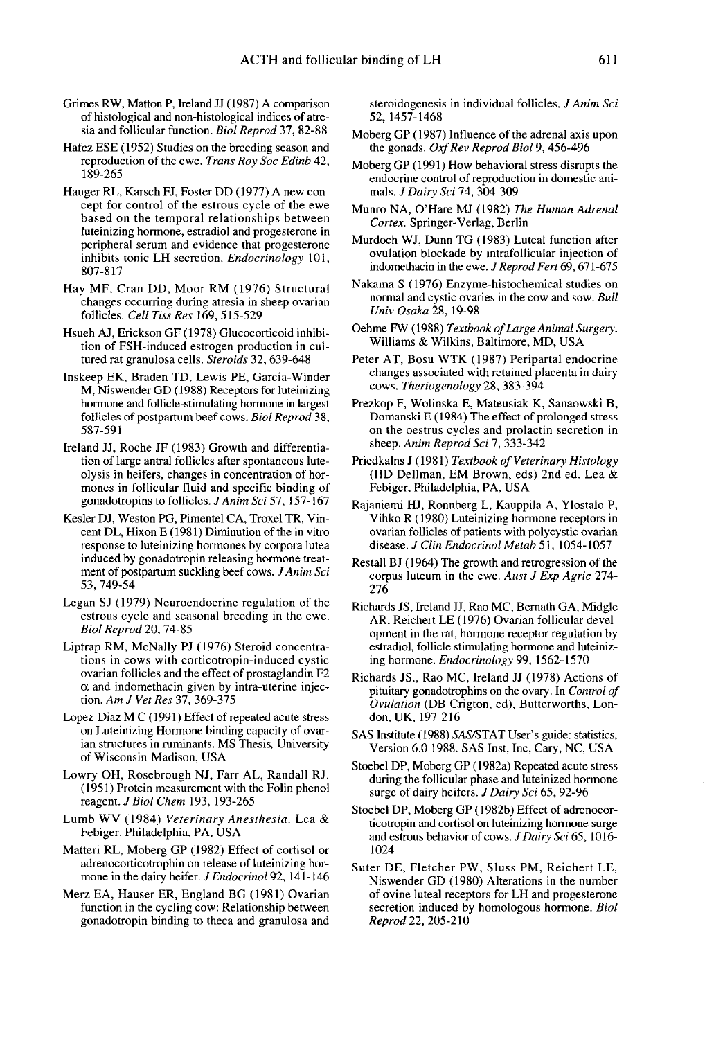Grimes RW, Matton P, Ireland JJ (1987) A comparison of histological and non-histological indices of atresia and follicular function. *Biol Reprod* 37, 82-88

Hafez ESE (1952) Studies on the breeding season and reproduction of the ewe. *Trans Roy Soc Edinb* 42, 189-265

Hauger RL, Karsch FJ, Foster DD (1977) A new concept for control of the estrous cycle of the ewe based on the temporal relationships between luteinizing hormone, estradiol and progesterone in peripheral serum and evidence that progesterone inhibits tonic LH secretion. *Endocrinology* 101, 807-817

Hay MF, Cran DD, Moor RM (1976) Structural changes occurring during atresia in sheep ovarian follicles. *Cell Tiss Res* 169, 515-529

Hsueh AJ, Erickson GF (1978) Glucocorticoid inhibition of FSH-induced estrogen production in cultured rat granulosa cells. *Steroids* 32, 639-648

Inskeep EK, Braden TD, Lewis PE, Garcia-Winder M, Niswender GD (1988) Receptors for luteinizing hormone and follicle-stimulating hormone in largest follicles of postpartum beef cows. *Biol Reprod* 38, 587-591

Ireland JJ, Roche JF (1983) Growth and differentiation of large antral follicles after spontaneous luteolysis in heifers, changes in concentration of hormones in follicular fluid and specific binding of gonadotropins to follicles. *J Anim Sci* 57, 157-167

Kesler DJ, Weston PG, Pimentel CA, Troxel TR, Vincent DL, Hixon E (1981) Diminution of the in vitro response to luteinizing hormones by corpora lutea induced by gonadotropin releasing hormone treatment of postpartum suckling beef cows. *J Anim Sci* 53, 749-54

Legan SJ (1979) Neuroendocrine regulation of the estrous cycle and seasonal breeding in the ewe. *Biol Reprod* 20, 74-85

Liptrap RM, McNally PJ (1976) Steroid concentrations in cows with corticotropin-induced cystic ovarian follicles and the effect of prostaglandin F2 α and indomethacin given by intra-uterine injection. *Am J Vet Res* 37, 369-375

Lopez-Diaz M C (1991) Effect of repeated acute stress on Luteinizing Hormone binding capacity of ovarian structures in ruminants. MS Thesis, University of Wisconsin-Madison, USA

Lowry OH, Rosebrough NJ, Farr AL, Randall RJ. (1951) Protein measurement with the Folin phenol reagent. *J Biol Chem* 193, 193-265

Lumb WV (1984) *Veterinary Anesthesia*. Lea & Febiger. Philadelphia, PA, USA

Matteri RL, Moberg GP (1982) Effect of cortisol or adrenocorticotrophin on release of luteinizing hormone in the dairy heifer. *J Endocrinol* 92, 141-146

Merz EA, Hauser ER, England BG (1981) Ovarian function in the cycling cow: Relationship between gonadotropin binding to theca and granulosa and steroidogenesis in individual follicles. *J Anim Sci* 52, 1457-1468

Moberg GP (1987) Influence of the adrenal axis upon the gonads. *Oxf Rev Reprod Biol* 9, 456-496

Moberg GP (1991) How behavioral stress disrupts the endocrine control of reproduction in domestic animals. *J Dairy Sci* 74, 304-309

Munro NA, O'Hare MJ (1982) *The Human Adrenal Cortex*. Springer-Verlag, Berlin

Murdoch WJ, Dunn TG (1983) Luteal function after ovulation blockade by intrafollicular injection of indomethacin in the ewe. *J Reprod Fert* 69, 671-675

Nakama S (1976) Enzyme-histochemical studies on normal and cystic ovaries in the cow and sow. *Bull Univ Osaka* 28, 19-98

Oehme FW (1988) *Textbook of Large Animal Surgery*. Williams & Wilkins, Baltimore, MD, USA

Peter AT, Bosu WTK (1987) Peripartal endocrine changes associated with retained placenta in dairy cows. *Theriogenology* 28, 383-394

Prezkop F, Wolinska E, Mateusiak K, Sanaowski B, Domanski E (1984) The effect of prolonged stress on the oestrus cycles and prolactin secretion in sheep. *Anim Reprod Sci* 7, 333-342

Priedkalns J (1981) *Textbook of Veterinary Histology* (HD Dellman, EM Brown, eds) 2nd ed. Lea & Febiger, Philadelphia, PA, USA

Rajaniemi HJ, Ronnberg L, Kauppila A, Ylostalo P, Vihko R (1980) Luteinizing hormone receptors in ovarian follicles of patients with polycystic ovarian disease. *J Clin Endocrinol Metab* 51, 1054-1057

Restall BJ (1964) The growth and retrogression of the corpus luteum in the ewe. *Aust J Exp Agric* 274-276

Richards JS, Ireland JJ, Rao MC, Bernath GA, Midgle AR, Reichert LE (1976) Ovarian follicular development in the rat, hormone receptor regulation by estradiol, follicle stimulating hormone and luteinizing hormone. *Endocrinology* 99, 1562-1570

Richards JS., Rao MC, Ireland JJ (1978) Actions of pituitary gonadotrophins on the ovary. In *Control of Ovulation* (DB Crigton, ed), Butterworths, London, UK, 197-216

SAS Institute (1988) *SAS/STAT* User's guide: statistics, Version 6.0 1988. SAS Inst, Inc, Cary, NC, USA

Stoebel DP, Moberg GP (1982a) Repeated acute stress during the follicular phase and luteinized hormone surge of dairy heifers. *J Dairy Sci* 65, 92-96

Stoebel DP, Moberg GP (1982b) Effect of adrenocorticotropin and cortisol on luteinizing hormone surge and estrous behavior of cows. *J Dairy Sci* 65, 1016-1024

Suter DE, Fletcher PW, Sluss PM, Reichert LE, Niswender GD (1980) Alterations in the number of ovine luteal receptors for LH and progesterone secretion induced by homologous hormone. *Biol Reprod* 22, 205-210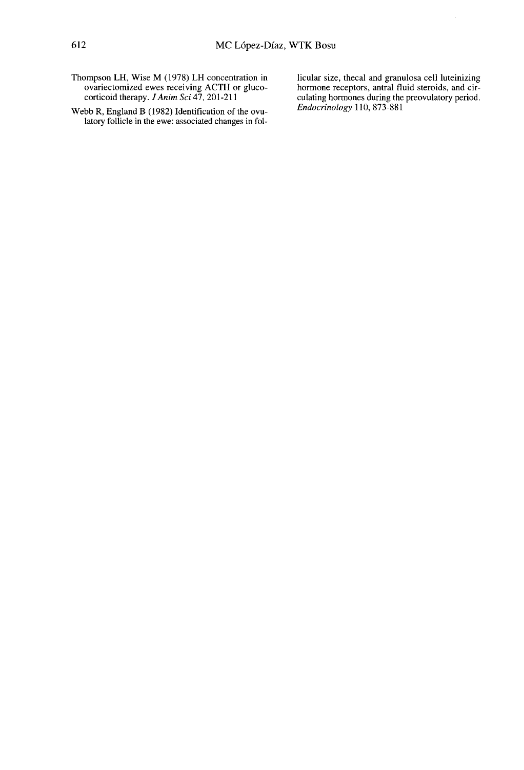Thompson LH, Wise M (1978) LH concentration in ovariectomized ewes receiving ACTH or glucocorticoid therapy. *J Anim Sci* 47, 201-211

Webb R, England B (1982) Identification of the ovulatory follicle in the ewe: associated changes in follicular size, thecal and granulosa cell luteinizing hormone receptors, antral fluid steroids, and circulating hormones during the preovulatory period. *Endocrinology* 110, 873-881